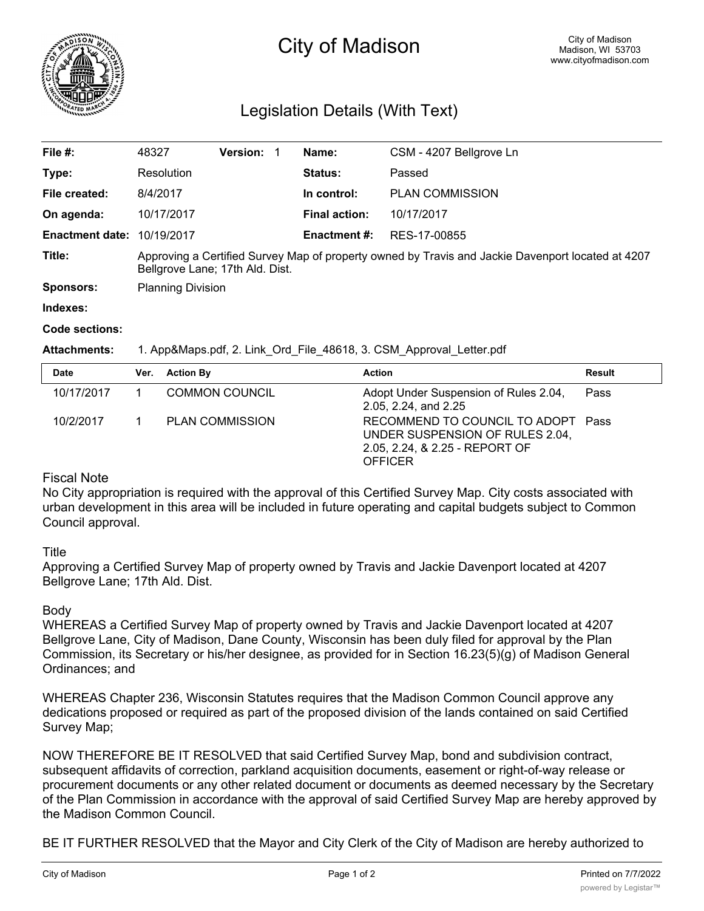# City of Madison

City of Madison
Madison, WI 53703
www.cityofmadison.com

## Legislation Details (With Text)

| | | | | | |
|---|---|---|---|---|---|
| **File #:** | 48327 | **Version:** 1 | | **Name:** | CSM - 4207 Bellgrove Ln |
| **Type:** | Resolution | | | **Status:** | Passed |
| **File created:** | 8/4/2017 | | | **In control:** | PLAN COMMISSION |
| **On agenda:** | 10/17/2017 | | | **Final action:** | 10/17/2017 |
| **Enactment date:** | 10/19/2017 | | | **Enactment #:** | RES-17-00855 |

**Title:** Approving a Certified Survey Map of property owned by Travis and Jackie Davenport located at 4207 Bellgrove Lane; 17th Ald. Dist.

**Sponsors:** Planning Division

**Indexes:**

**Code sections:**

**Attachments:** 1. App&Maps.pdf, 2. Link_Ord_File_48618, 3. CSM_Approval_Letter.pdf

| Date | Ver. | Action By | Action | Result |
|---|---|---|---|---|
| 10/17/2017 | 1 | COMMON COUNCIL | Adopt Under Suspension of Rules 2.04, 2.05, 2.24, and 2.25 | Pass |
| 10/2/2017 | 1 | PLAN COMMISSION | RECOMMEND TO COUNCIL TO ADOPT UNDER SUSPENSION OF RULES 2.04, 2.05, 2.24, & 2.25 - REPORT OF OFFICER | Pass |

Fiscal Note

No City appropriation is required with the approval of this Certified Survey Map. City costs associated with urban development in this area will be included in future operating and capital budgets subject to Common Council approval.

Title

Approving a Certified Survey Map of property owned by Travis and Jackie Davenport located at 4207 Bellgrove Lane; 17th Ald. Dist.

Body

WHEREAS a Certified Survey Map of property owned by Travis and Jackie Davenport located at 4207 Bellgrove Lane, City of Madison, Dane County, Wisconsin has been duly filed for approval by the Plan Commission, its Secretary or his/her designee, as provided for in Section 16.23(5)(g) of Madison General Ordinances; and

WHEREAS Chapter 236, Wisconsin Statutes requires that the Madison Common Council approve any dedications proposed or required as part of the proposed division of the lands contained on said Certified Survey Map;

NOW THEREFORE BE IT RESOLVED that said Certified Survey Map, bond and subdivision contract, subsequent affidavits of correction, parkland acquisition documents, easement or right-of-way release or procurement documents or any other related document or documents as deemed necessary by the Secretary of the Plan Commission in accordance with the approval of said Certified Survey Map are hereby approved by the Madison Common Council.

BE IT FURTHER RESOLVED that the Mayor and City Clerk of the City of Madison are hereby authorized to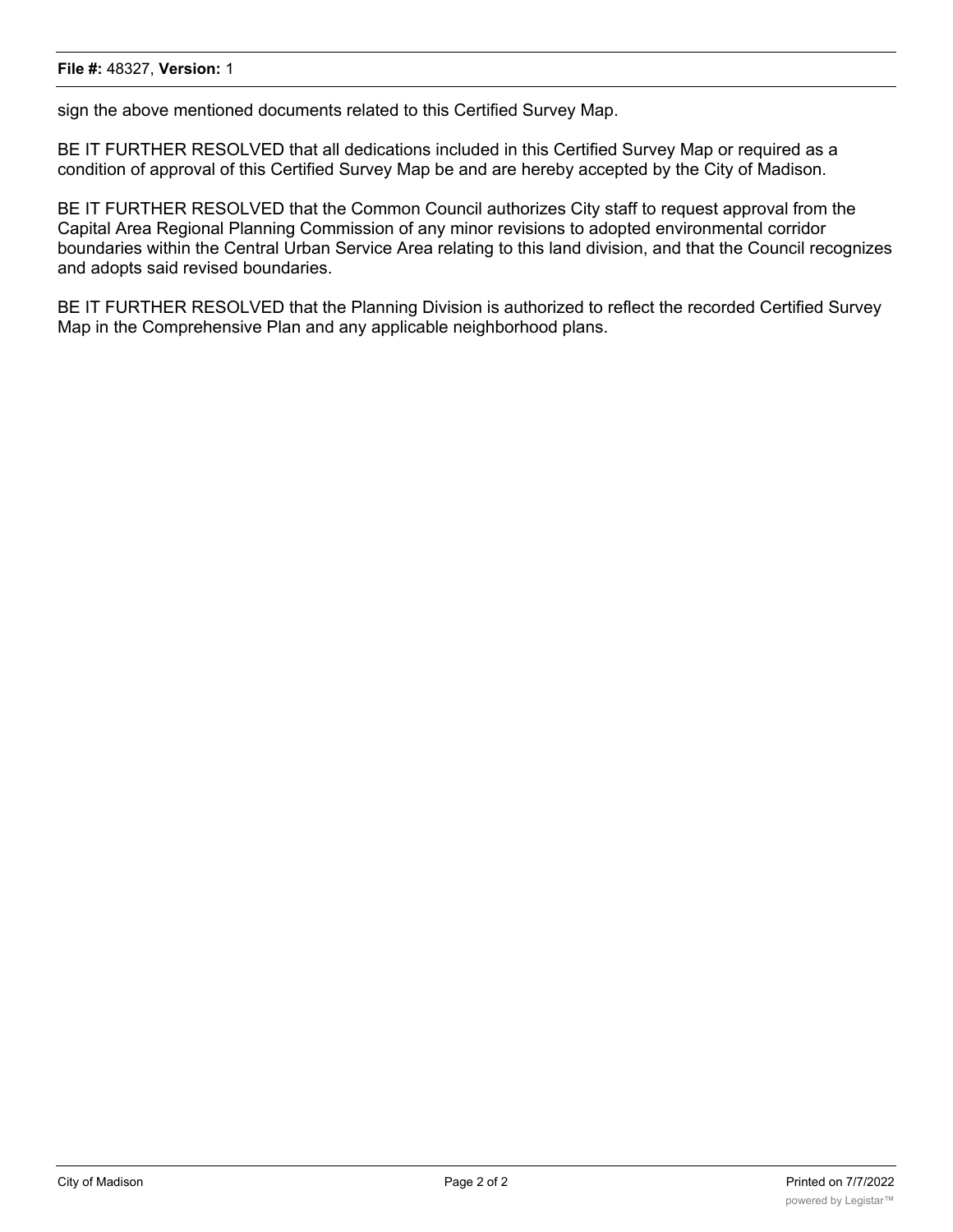sign the above mentioned documents related to this Certified Survey Map.

BE IT FURTHER RESOLVED that all dedications included in this Certified Survey Map or required as a condition of approval of this Certified Survey Map be and are hereby accepted by the City of Madison.

BE IT FURTHER RESOLVED that the Common Council authorizes City staff to request approval from the Capital Area Regional Planning Commission of any minor revisions to adopted environmental corridor boundaries within the Central Urban Service Area relating to this land division, and that the Council recognizes and adopts said revised boundaries.

BE IT FURTHER RESOLVED that the Planning Division is authorized to reflect the recorded Certified Survey Map in the Comprehensive Plan and any applicable neighborhood plans.